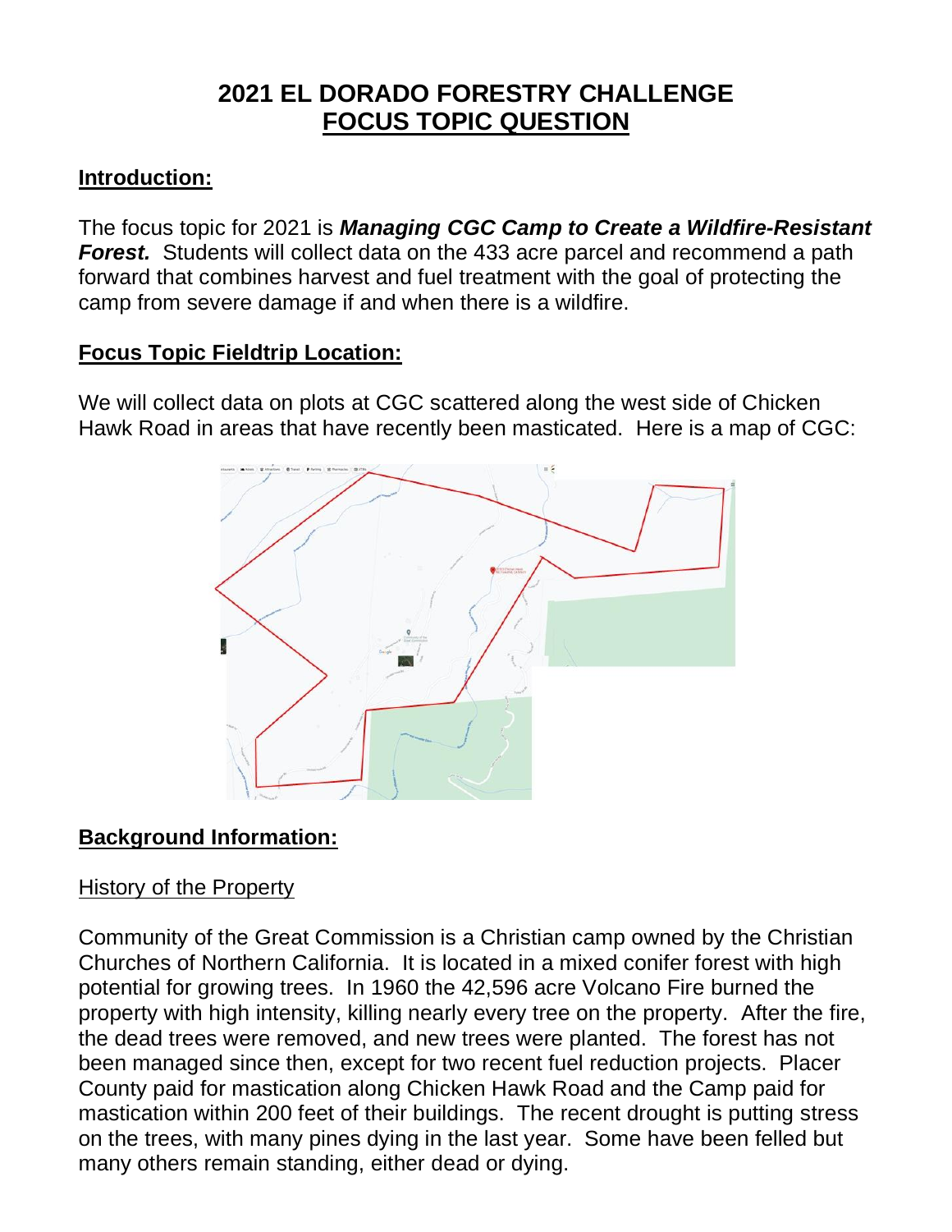# 2021 EL DORADO FORESTRY CHALLENGE
## FOCUS TOPIC QUESTION

## Introduction:

The focus topic for 2021 is ***Managing CGC Camp to Create a Wildfire-Resistant Forest.*** Students will collect data on the 433 acre parcel and recommend a path forward that combines harvest and fuel treatment with the goal of protecting the camp from severe damage if and when there is a wildfire.

## Focus Topic Fieldtrip Location:

We will collect data on plots at CGC scattered along the west side of Chicken Hawk Road in areas that have recently been masticated. Here is a map of CGC:

## Background Information:

### History of the Property

Community of the Great Commission is a Christian camp owned by the Christian Churches of Northern California. It is located in a mixed conifer forest with high potential for growing trees. In 1960 the 42,596 acre Volcano Fire burned the property with high intensity, killing nearly every tree on the property. After the fire, the dead trees were removed, and new trees were planted. The forest has not been managed since then, except for two recent fuel reduction projects. Placer County paid for mastication along Chicken Hawk Road and the Camp paid for mastication within 200 feet of their buildings. The recent drought is putting stress on the trees, with many pines dying in the last year. Some have been felled but many others remain standing, either dead or dying.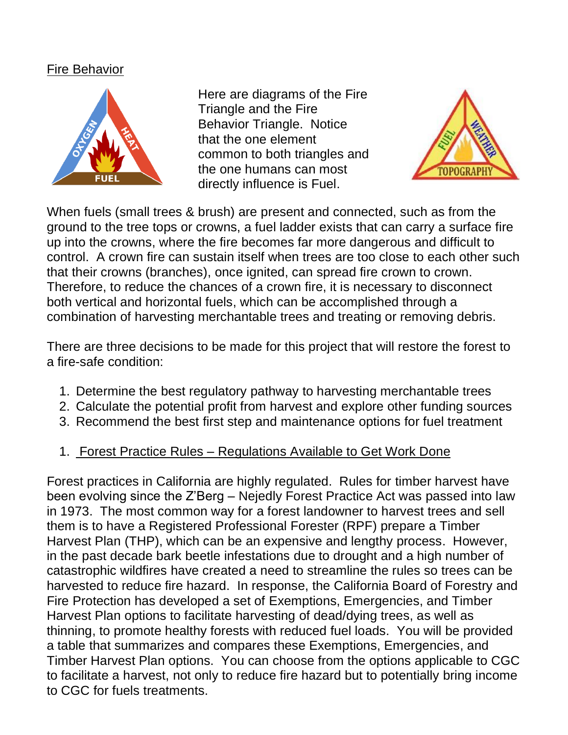## Fire Behavior

Here are diagrams of the Fire Triangle and the Fire Behavior Triangle. Notice that the one element common to both triangles and the one humans can most directly influence is Fuel.

When fuels (small trees & brush) are present and connected, such as from the ground to the tree tops or crowns, a fuel ladder exists that can carry a surface fire up into the crowns, where the fire becomes far more dangerous and difficult to control. A crown fire can sustain itself when trees are too close to each other such that their crowns (branches), once ignited, can spread fire crown to crown. Therefore, to reduce the chances of a crown fire, it is necessary to disconnect both vertical and horizontal fuels, which can be accomplished through a combination of harvesting merchantable trees and treating or removing debris.

There are three decisions to be made for this project that will restore the forest to a fire-safe condition:

1. Determine the best regulatory pathway to harvesting merchantable trees
2. Calculate the potential profit from harvest and explore other funding sources
3. Recommend the best first step and maintenance options for fuel treatment

### 1. Forest Practice Rules – Regulations Available to Get Work Done

Forest practices in California are highly regulated. Rules for timber harvest have been evolving since the Z'Berg – Nejedly Forest Practice Act was passed into law in 1973. The most common way for a forest landowner to harvest trees and sell them is to have a Registered Professional Forester (RPF) prepare a Timber Harvest Plan (THP), which can be an expensive and lengthy process. However, in the past decade bark beetle infestations due to drought and a high number of catastrophic wildfires have created a need to streamline the rules so trees can be harvested to reduce fire hazard. In response, the California Board of Forestry and Fire Protection has developed a set of Exemptions, Emergencies, and Timber Harvest Plan options to facilitate harvesting of dead/dying trees, as well as thinning, to promote healthy forests with reduced fuel loads. You will be provided a table that summarizes and compares these Exemptions, Emergencies, and Timber Harvest Plan options. You can choose from the options applicable to CGC to facilitate a harvest, not only to reduce fire hazard but to potentially bring income to CGC for fuels treatments.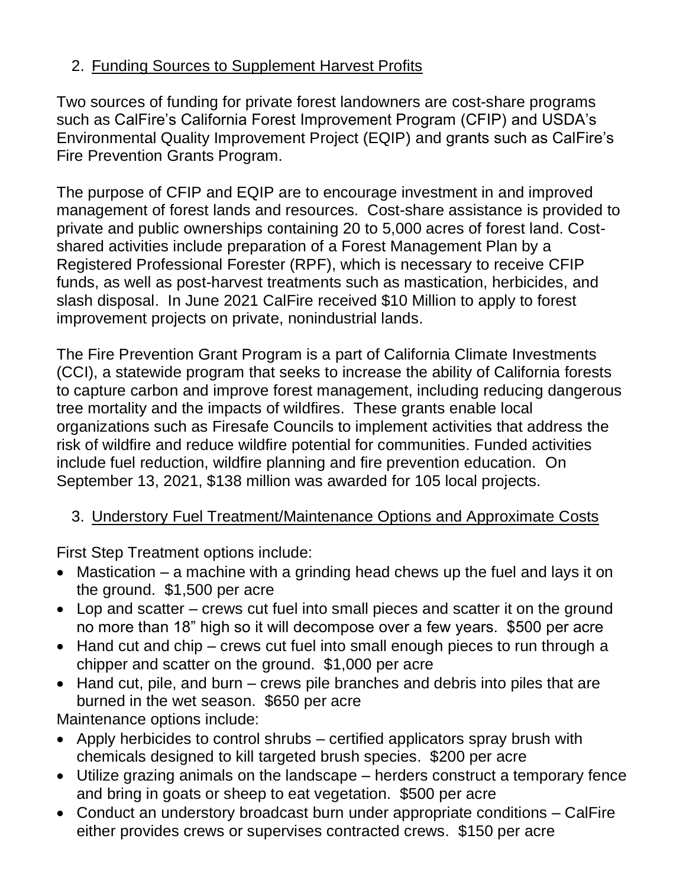2. Funding Sources to Supplement Harvest Profits

Two sources of funding for private forest landowners are cost-share programs such as CalFire's California Forest Improvement Program (CFIP) and USDA's Environmental Quality Improvement Project (EQIP) and grants such as CalFire's Fire Prevention Grants Program.

The purpose of CFIP and EQIP are to encourage investment in and improved management of forest lands and resources. Cost-share assistance is provided to private and public ownerships containing 20 to 5,000 acres of forest land. Cost-shared activities include preparation of a Forest Management Plan by a Registered Professional Forester (RPF), which is necessary to receive CFIP funds, as well as post-harvest treatments such as mastication, herbicides, and slash disposal. In June 2021 CalFire received $10 Million to apply to forest improvement projects on private, nonindustrial lands.

The Fire Prevention Grant Program is a part of California Climate Investments (CCI), a statewide program that seeks to increase the ability of California forests to capture carbon and improve forest management, including reducing dangerous tree mortality and the impacts of wildfires. These grants enable local organizations such as Firesafe Councils to implement activities that address the risk of wildfire and reduce wildfire potential for communities. Funded activities include fuel reduction, wildfire planning and fire prevention education. On September 13, 2021, $138 million was awarded for 105 local projects.

3. Understory Fuel Treatment/Maintenance Options and Approximate Costs

First Step Treatment options include:

- Mastication – a machine with a grinding head chews up the fuel and lays it on the ground. $1,500 per acre
- Lop and scatter – crews cut fuel into small pieces and scatter it on the ground no more than 18" high so it will decompose over a few years. $500 per acre
- Hand cut and chip – crews cut fuel into small enough pieces to run through a chipper and scatter on the ground. $1,000 per acre
- Hand cut, pile, and burn – crews pile branches and debris into piles that are burned in the wet season. $650 per acre

Maintenance options include:

- Apply herbicides to control shrubs – certified applicators spray brush with chemicals designed to kill targeted brush species. $200 per acre
- Utilize grazing animals on the landscape – herders construct a temporary fence and bring in goats or sheep to eat vegetation. $500 per acre
- Conduct an understory broadcast burn under appropriate conditions – CalFire either provides crews or supervises contracted crews. $150 per acre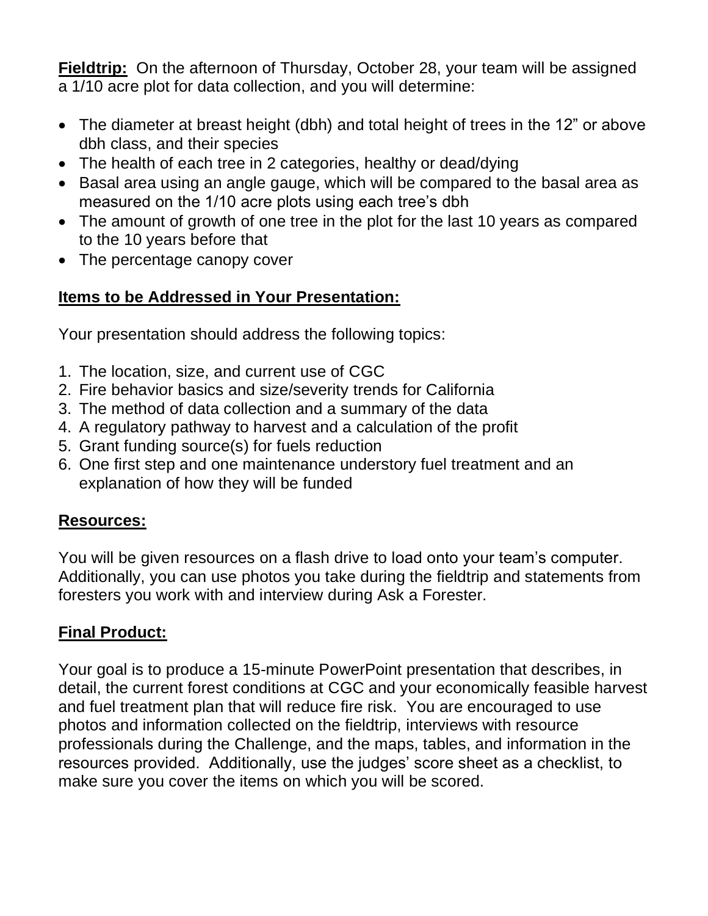**Fieldtrip:** On the afternoon of Thursday, October 28, your team will be assigned a 1/10 acre plot for data collection, and you will determine:

- The diameter at breast height (dbh) and total height of trees in the 12" or above dbh class, and their species
- The health of each tree in 2 categories, healthy or dead/dying
- Basal area using an angle gauge, which will be compared to the basal area as measured on the 1/10 acre plots using each tree's dbh
- The amount of growth of one tree in the plot for the last 10 years as compared to the 10 years before that
- The percentage canopy cover

**Items to be Addressed in Your Presentation:**

Your presentation should address the following topics:

1. The location, size, and current use of CGC
2. Fire behavior basics and size/severity trends for California
3. The method of data collection and a summary of the data
4. A regulatory pathway to harvest and a calculation of the profit
5. Grant funding source(s) for fuels reduction
6. One first step and one maintenance understory fuel treatment and an explanation of how they will be funded

**Resources:**

You will be given resources on a flash drive to load onto your team's computer. Additionally, you can use photos you take during the fieldtrip and statements from foresters you work with and interview during Ask a Forester.

**Final Product:**

Your goal is to produce a 15-minute PowerPoint presentation that describes, in detail, the current forest conditions at CGC and your economically feasible harvest and fuel treatment plan that will reduce fire risk. You are encouraged to use photos and information collected on the fieldtrip, interviews with resource professionals during the Challenge, and the maps, tables, and information in the resources provided. Additionally, use the judges' score sheet as a checklist, to make sure you cover the items on which you will be scored.